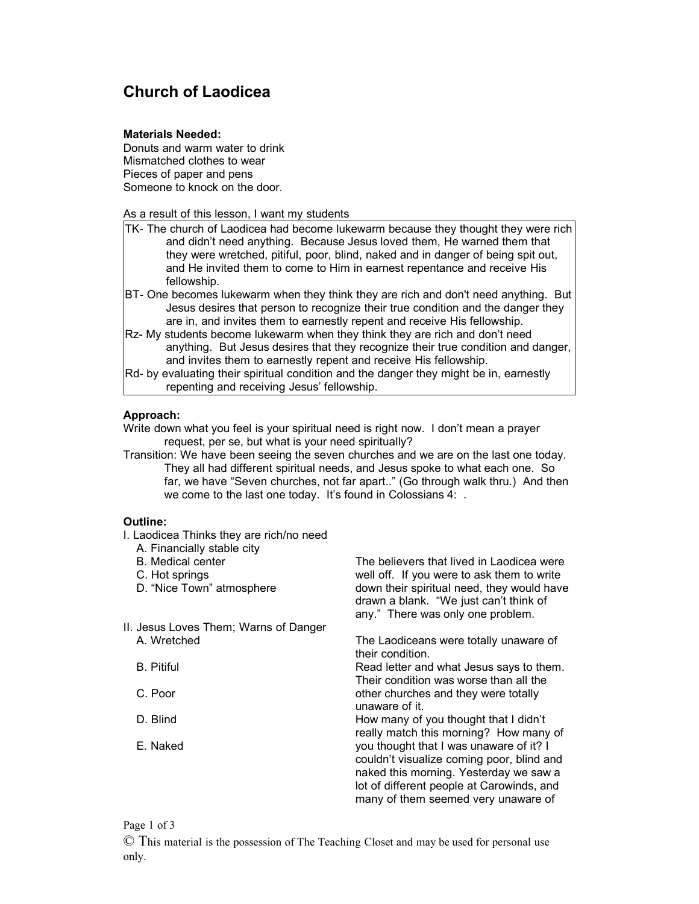# Church of Laodicea

**Materials Needed:**
Donuts and warm water to drink
Mismatched clothes to wear
Pieces of paper and pens
Someone to knock on the door.

As a result of this lesson, I want my students

TK- The church of Laodicea had become lukewarm because they thought they were rich and didn't need anything. Because Jesus loved them, He warned them that they were wretched, pitiful, poor, blind, naked and in danger of being spit out, and He invited them to come to Him in earnest repentance and receive His fellowship.

BT- One becomes lukewarm when they think they are rich and don't need anything. But Jesus desires that person to recognize their true condition and the danger they are in, and invites them to earnestly repent and receive His fellowship.

Rz- My students become lukewarm when they think they are rich and don't need anything. But Jesus desires that they recognize their true condition and danger, and invites them to earnestly repent and receive His fellowship.

Rd- by evaluating their spiritual condition and the danger they might be in, earnestly repenting and receiving Jesus' fellowship.

**Approach:**

Write down what you feel is your spiritual need is right now. I don't mean a prayer request, per se, but what is your need spiritually?

Transition: We have been seeing the seven churches and we are on the last one today. They all had different spiritual needs, and Jesus spoke to what each one. So far, we have "Seven churches, not far apart.." (Go through walk thru.) And then we come to the last one today. It's found in Colossians 4: .

**Outline:**

I. Laodicea Thinks they are rich/no need
- A. Financially stable city
- B. Medical center
- C. Hot springs
- D. "Nice Town" atmosphere

The believers that lived in Laodicea were well off. If you were to ask them to write down their spiritual need, they would have drawn a blank. "We just can't think of any." There was only one problem.

II. Jesus Loves Them; Warns of Danger
- A. Wretched
- B. Pitiful
- C. Poor
- D. Blind
- E. Naked

The Laodiceans were totally unaware of their condition.

Read letter and what Jesus says to them. Their condition was worse than all the other churches and they were totally unaware of it.

How many of you thought that I didn't really match this morning? How many of you thought that I was unaware of it? I couldn't visualize coming poor, blind and naked this morning. Yesterday we saw a lot of different people at Carowinds, and many of them seemed very unaware of

© This material is the possession of The Teaching Closet and may be used for personal use only.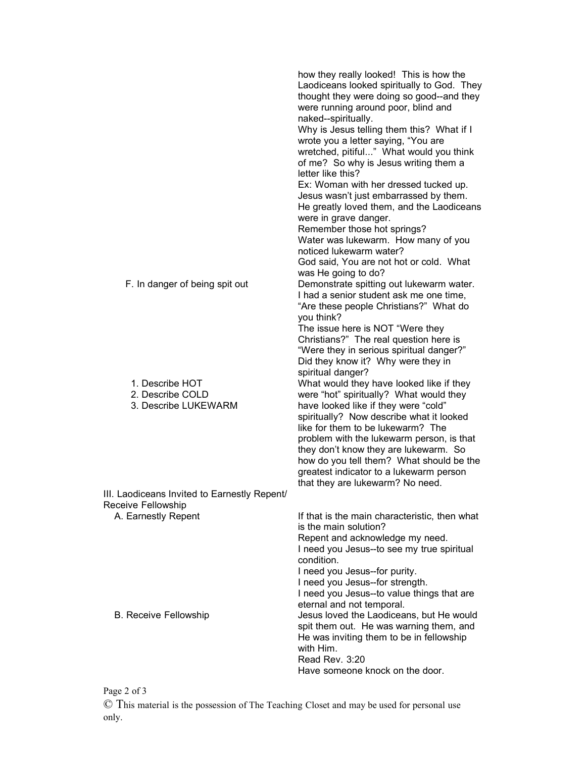how they really looked! This is how the Laodiceans looked spiritually to God. They thought they were doing so good--and they were running around poor, blind and naked--spiritually.

Why is Jesus telling them this? What if I wrote you a letter saying, “You are wretched, pitiful...” What would you think of me? So why is Jesus writing them a letter like this?

Ex: Woman with her dressed tucked up. Jesus wasn’t just embarrassed by them. He greatly loved them, and the Laodiceans were in grave danger.

Remember those hot springs?

Water was lukewarm. How many of you noticed lukewarm water?

God said, You are not hot or cold. What was He going to do?

F. In danger of being spit out

Demonstrate spitting out lukewarm water. I had a senior student ask me one time, “Are these people Christians?” What do you think?

The issue here is NOT “Were they Christians?” The real question here is “Were they in serious spiritual danger?” Did they know it? Why were they in spiritual danger?

1. Describe HOT
2. Describe COLD
3. Describe LUKEWARM

What would they have looked like if they were “hot” spiritually? What would they have looked like if they were “cold” spiritually? Now describe what it looked like for them to be lukewarm? The problem with the lukewarm person, is that they don’t know they are lukewarm. So how do you tell them? What should be the greatest indicator to a lukewarm person that they are lukewarm? No need.

III. Laodiceans Invited to Earnestly Repent/ Receive Fellowship

A. Earnestly Repent

If that is the main characteristic, then what is the main solution?

Repent and acknowledge my need.

I need you Jesus--to see my true spiritual condition.

I need you Jesus--for purity.

I need you Jesus--for strength.

I need you Jesus--to value things that are eternal and not temporal.

B. Receive Fellowship

Jesus loved the Laodiceans, but He would spit them out. He was warning them, and He was inviting them to be in fellowship with Him.

Read Rev. 3:20

Have someone knock on the door.

© This material is the possession of The Teaching Closet and may be used for personal use only.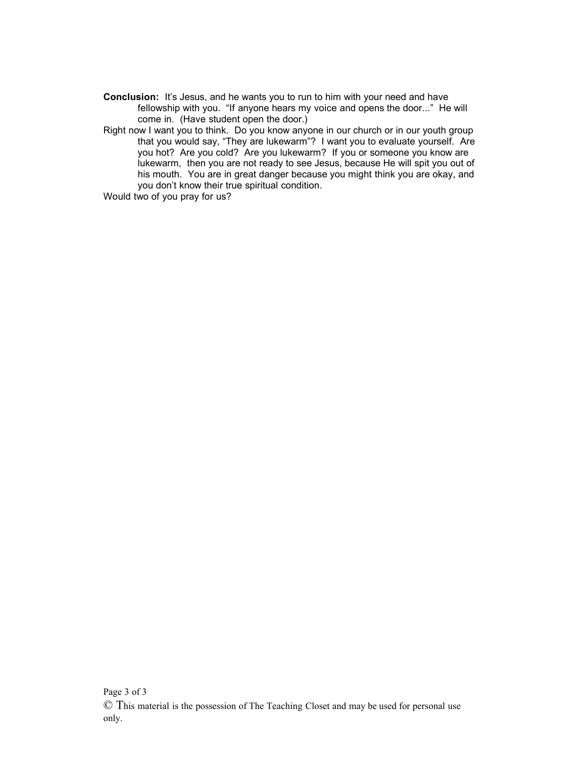**Conclusion:** It's Jesus, and he wants you to run to him with your need and have fellowship with you. "If anyone hears my voice and opens the door..." He will come in. (Have student open the door.)

Right now I want you to think. Do you know anyone in our church or in our youth group that you would say, "They are lukewarm"? I want you to evaluate yourself. Are you hot? Are you cold? Are you lukewarm? If you or someone you know are lukewarm, then you are not ready to see Jesus, because He will spit you out of his mouth. You are in great danger because you might think you are okay, and you don't know their true spiritual condition.

Would two of you pray for us?

© This material is the possession of The Teaching Closet and may be used for personal use only.